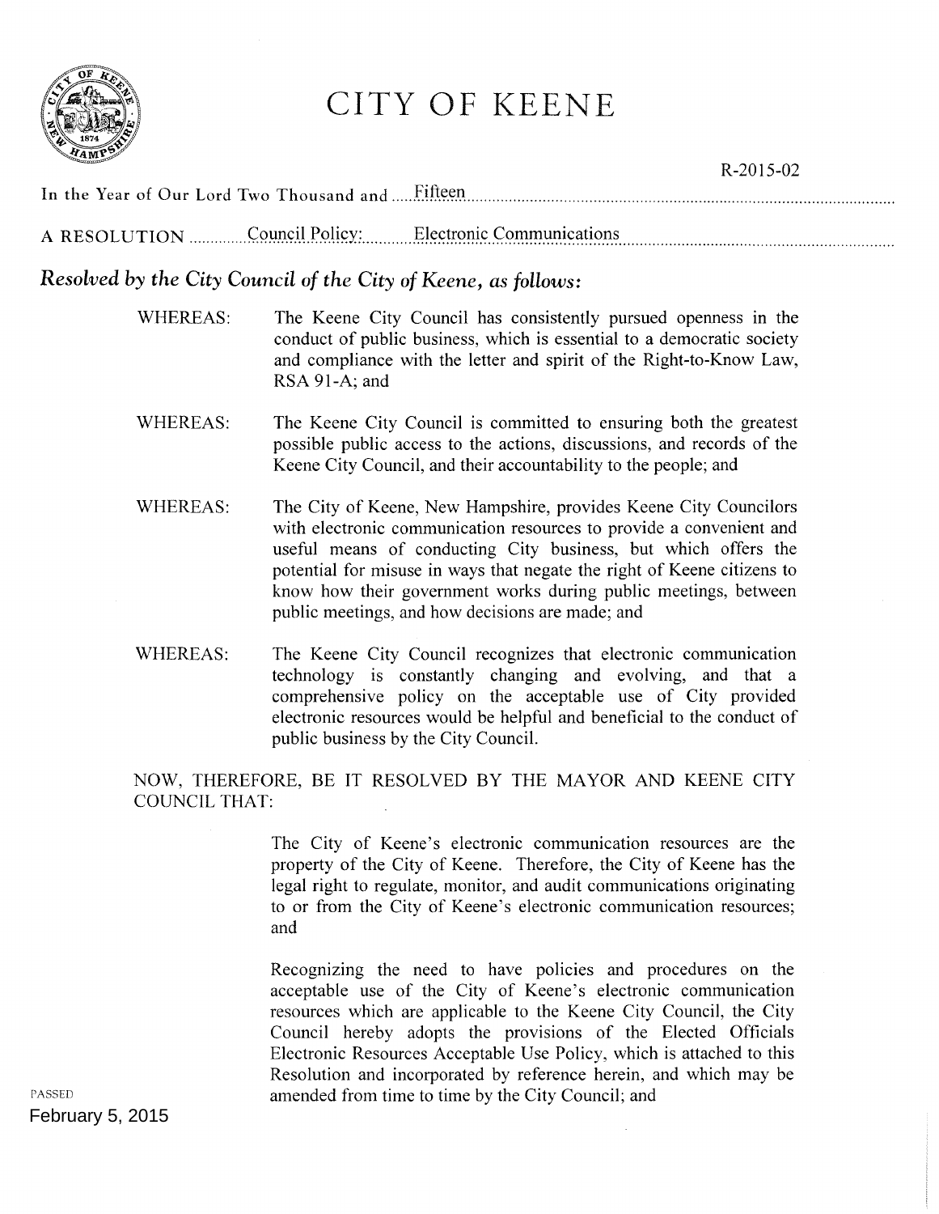# CITY OF KEENE

R-2015-02

In the Year of Our Lord Two Thousand and Fifteen

A RESOLUTION Council Policy: Electronic Communications

***Resolved by the City Council of the City of Keene, as follows:***

WHEREAS: The Keene City Council has consistently pursued openness in the conduct of public business, which is essential to a democratic society and compliance with the letter and spirit of the Right-to-Know Law, RSA 91-A; and

WHEREAS: The Keene City Council is committed to ensuring both the greatest possible public access to the actions, discussions, and records of the Keene City Council, and their accountability to the people; and

WHEREAS: The City of Keene, New Hampshire, provides Keene City Councilors with electronic communication resources to provide a convenient and useful means of conducting City business, but which offers the potential for misuse in ways that negate the right of Keene citizens to know how their government works during public meetings, between public meetings, and how decisions are made; and

WHEREAS: The Keene City Council recognizes that electronic communication technology is constantly changing and evolving, and that a comprehensive policy on the acceptable use of City provided electronic resources would be helpful and beneficial to the conduct of public business by the City Council.

NOW, THEREFORE, BE IT RESOLVED BY THE MAYOR AND KEENE CITY COUNCIL THAT:

The City of Keene's electronic communication resources are the property of the City of Keene. Therefore, the City of Keene has the legal right to regulate, monitor, and audit communications originating to or from the City of Keene's electronic communication resources; and

Recognizing the need to have policies and procedures on the acceptable use of the City of Keene's electronic communication resources which are applicable to the Keene City Council, the City Council hereby adopts the provisions of the Elected Officials Electronic Resources Acceptable Use Policy, which is attached to this Resolution and incorporated by reference herein, and which may be amended from time to time by the City Council; and

PASSED
February 5, 2015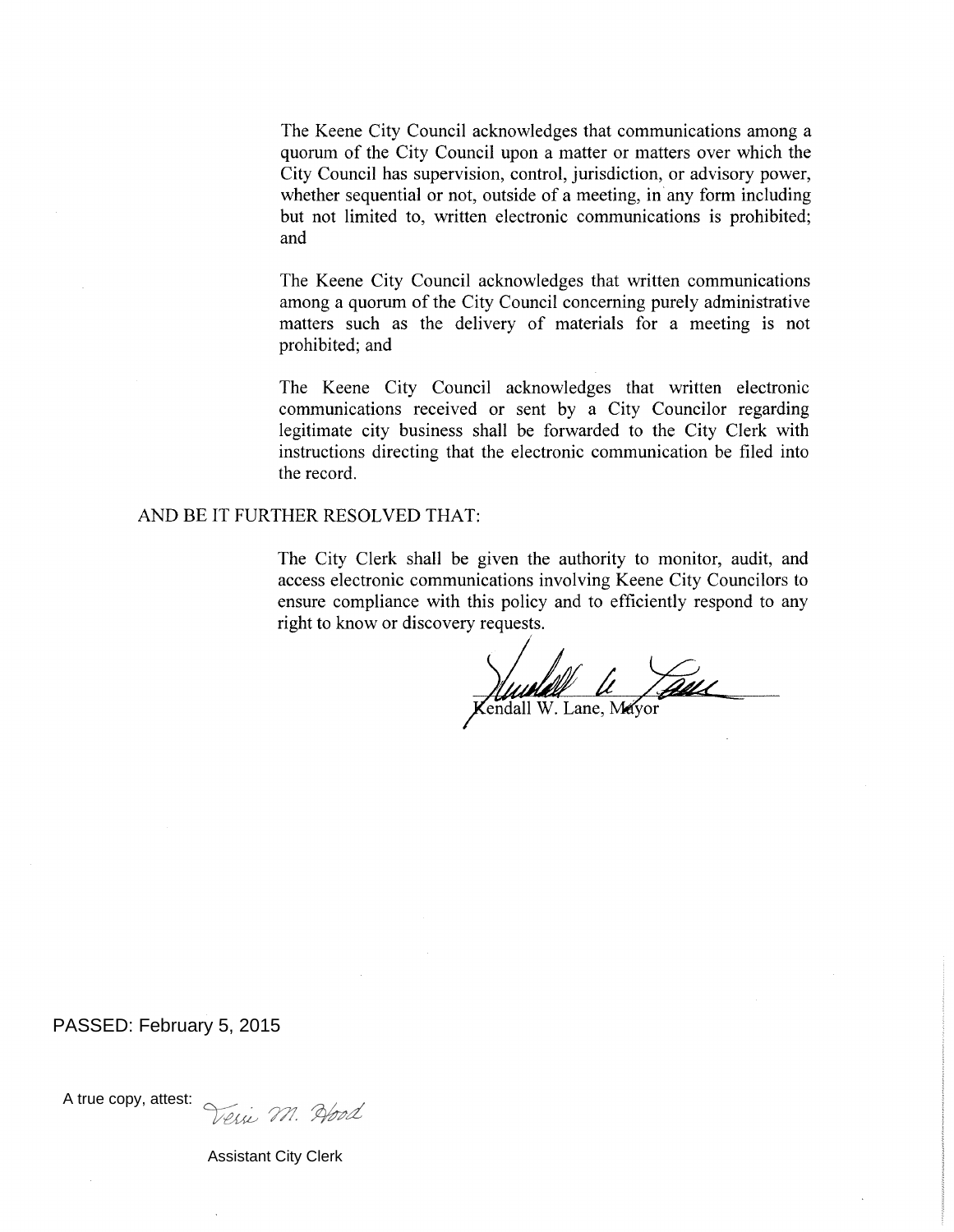The Keene City Council acknowledges that communications among a quorum of the City Council upon a matter or matters over which the City Council has supervision, control, jurisdiction, or advisory power, whether sequential or not, outside of a meeting, in any form including but not limited to, written electronic communications is prohibited; and

The Keene City Council acknowledges that written communications among a quorum of the City Council concerning purely administrative matters such as the delivery of materials for a meeting is not prohibited; and

The Keene City Council acknowledges that written electronic communications received or sent by a City Councilor regarding legitimate city business shall be forwarded to the City Clerk with instructions directing that the electronic communication be filed into the record.

AND BE IT FURTHER RESOLVED THAT:

The City Clerk shall be given the authority to monitor, audit, and access electronic communications involving Keene City Councilors to ensure compliance with this policy and to efficiently respond to any right to know or discovery requests.

Kendall W. Lane, Mayor

PASSED: February 5, 2015

A true copy, attest: Terri M. Hood

Assistant City Clerk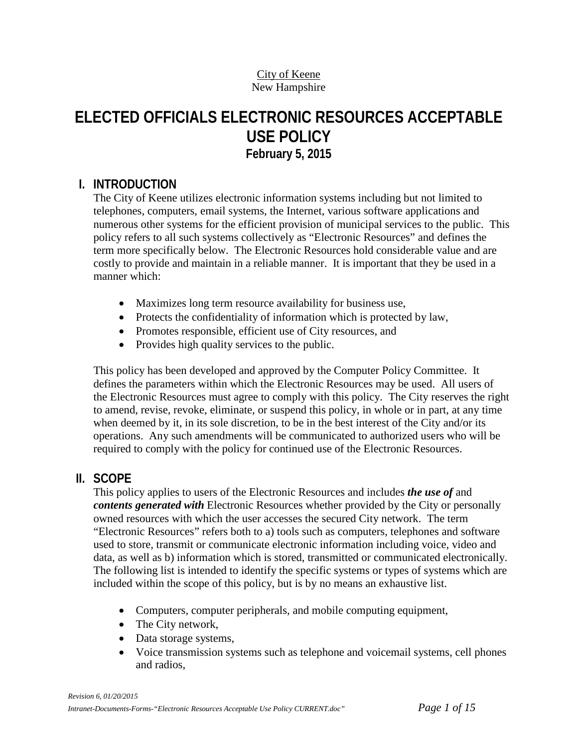City of Keene
New Hampshire

# ELECTED OFFICIALS ELECTRONIC RESOURCES ACCEPTABLE USE POLICY

**February 5, 2015**

## I. INTRODUCTION

The City of Keene utilizes electronic information systems including but not limited to telephones, computers, email systems, the Internet, various software applications and numerous other systems for the efficient provision of municipal services to the public. This policy refers to all such systems collectively as "Electronic Resources" and defines the term more specifically below. The Electronic Resources hold considerable value and are costly to provide and maintain in a reliable manner. It is important that they be used in a manner which:

- Maximizes long term resource availability for business use,
- Protects the confidentiality of information which is protected by law,
- Promotes responsible, efficient use of City resources, and
- Provides high quality services to the public.

This policy has been developed and approved by the Computer Policy Committee. It defines the parameters within which the Electronic Resources may be used. All users of the Electronic Resources must agree to comply with this policy. The City reserves the right to amend, revise, revoke, eliminate, or suspend this policy, in whole or in part, at any time when deemed by it, in its sole discretion, to be in the best interest of the City and/or its operations. Any such amendments will be communicated to authorized users who will be required to comply with the policy for continued use of the Electronic Resources.

## II. SCOPE

This policy applies to users of the Electronic Resources and includes ***the use of*** and ***contents generated with*** Electronic Resources whether provided by the City or personally owned resources with which the user accesses the secured City network. The term "Electronic Resources" refers both to a) tools such as computers, telephones and software used to store, transmit or communicate electronic information including voice, video and data, as well as b) information which is stored, transmitted or communicated electronically. The following list is intended to identify the specific systems or types of systems which are included within the scope of this policy, but is by no means an exhaustive list.

- Computers, computer peripherals, and mobile computing equipment,
- The City network,
- Data storage systems,
- Voice transmission systems such as telephone and voicemail systems, cell phones and radios,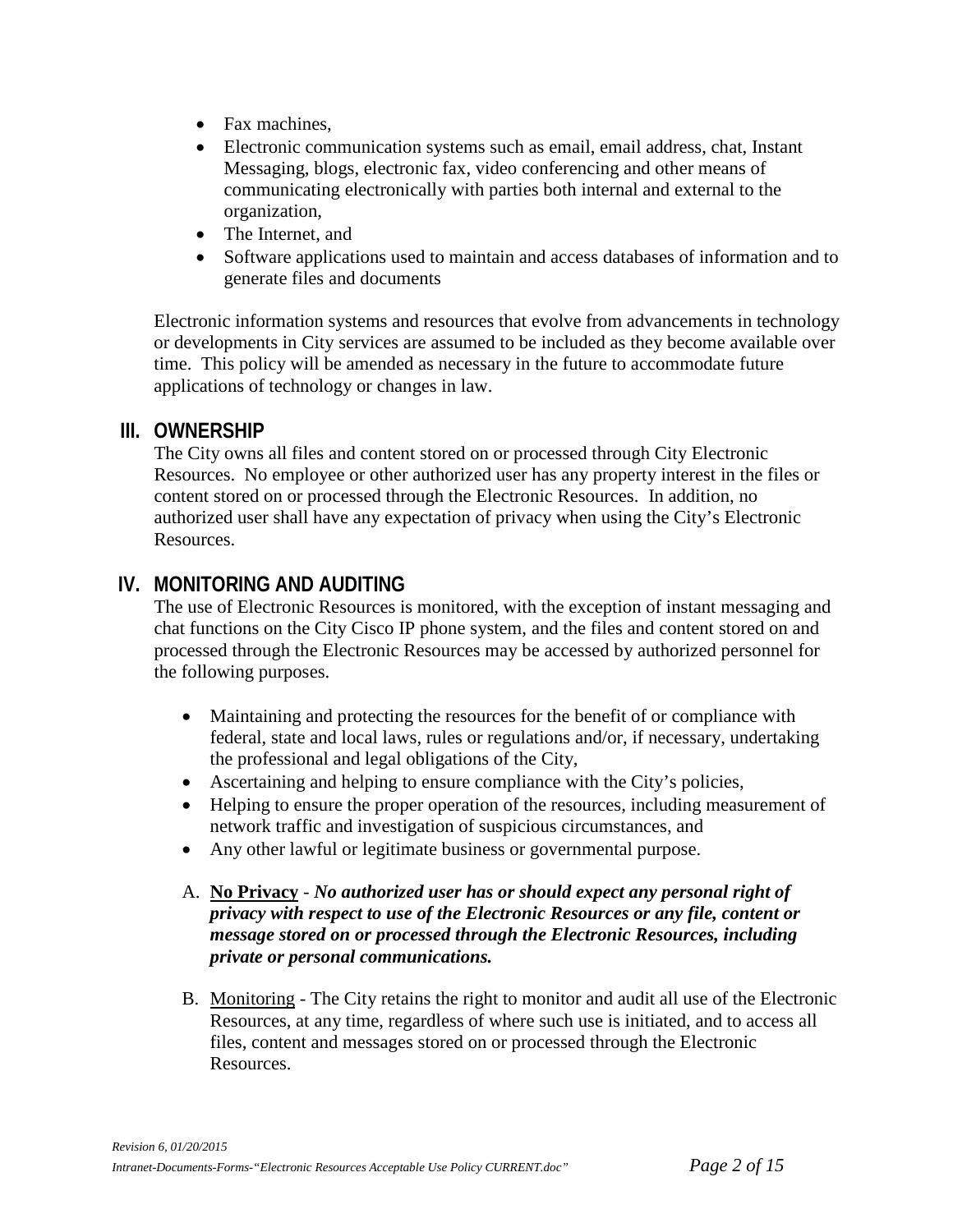- Fax machines,
- Electronic communication systems such as email, email address, chat, Instant Messaging, blogs, electronic fax, video conferencing and other means of communicating electronically with parties both internal and external to the organization,
- The Internet, and
- Software applications used to maintain and access databases of information and to generate files and documents

Electronic information systems and resources that evolve from advancements in technology or developments in City services are assumed to be included as they become available over time. This policy will be amended as necessary in the future to accommodate future applications of technology or changes in law.

## III. OWNERSHIP

The City owns all files and content stored on or processed through City Electronic Resources. No employee or other authorized user has any property interest in the files or content stored on or processed through the Electronic Resources. In addition, no authorized user shall have any expectation of privacy when using the City's Electronic Resources.

## IV. MONITORING AND AUDITING

The use of Electronic Resources is monitored, with the exception of instant messaging and chat functions on the City Cisco IP phone system, and the files and content stored on and processed through the Electronic Resources may be accessed by authorized personnel for the following purposes.

- Maintaining and protecting the resources for the benefit of or compliance with federal, state and local laws, rules or regulations and/or, if necessary, undertaking the professional and legal obligations of the City,
- Ascertaining and helping to ensure compliance with the City's policies,
- Helping to ensure the proper operation of the resources, including measurement of network traffic and investigation of suspicious circumstances, and
- Any other lawful or legitimate business or governmental purpose.

A. **No Privacy** - ***No authorized user has or should expect any personal right of privacy with respect to use of the Electronic Resources or any file, content or message stored on or processed through the Electronic Resources, including private or personal communications.***

B. Monitoring - The City retains the right to monitor and audit all use of the Electronic Resources, at any time, regardless of where such use is initiated, and to access all files, content and messages stored on or processed through the Electronic Resources.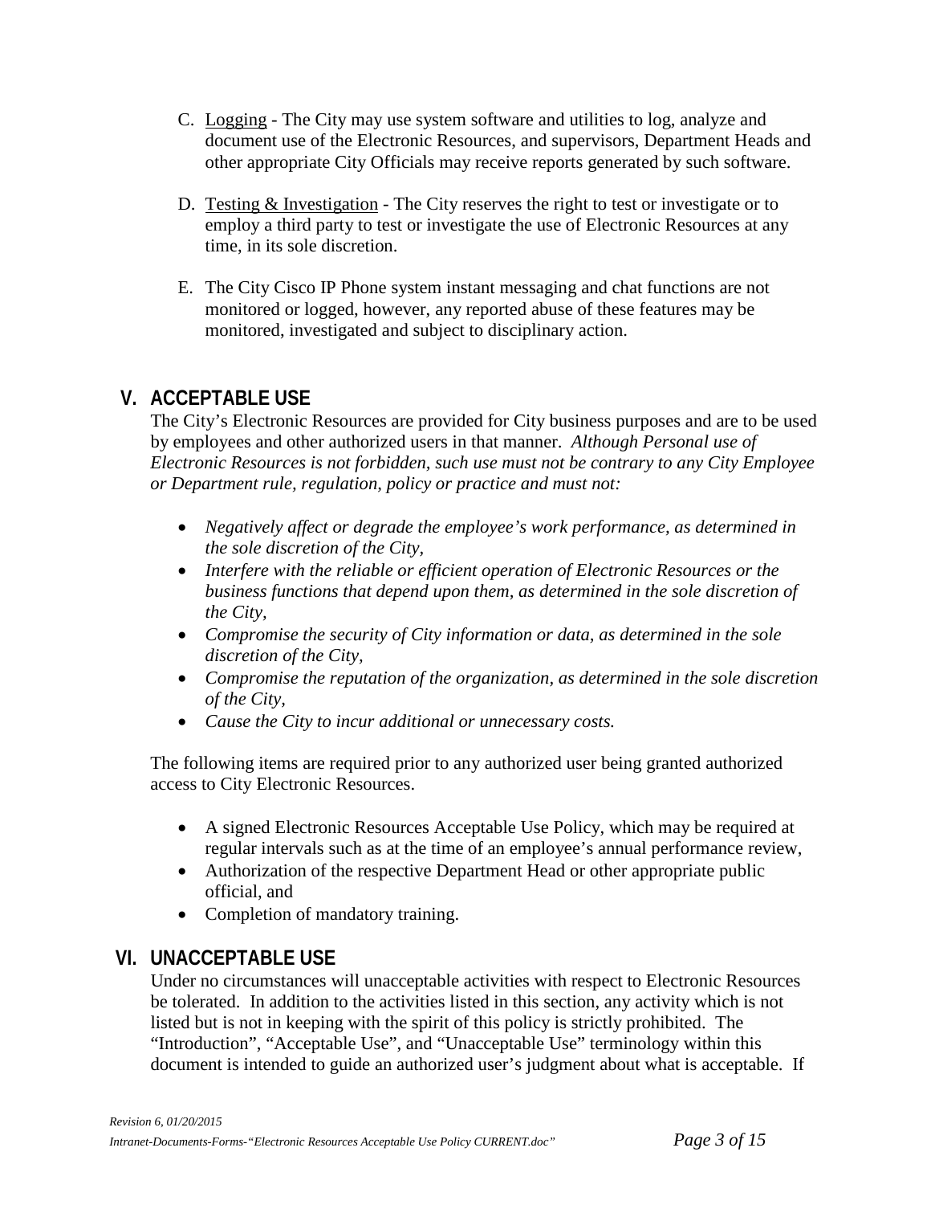C. Logging - The City may use system software and utilities to log, analyze and document use of the Electronic Resources, and supervisors, Department Heads and other appropriate City Officials may receive reports generated by such software.

D. Testing & Investigation - The City reserves the right to test or investigate or to employ a third party to test or investigate the use of Electronic Resources at any time, in its sole discretion.

E. The City Cisco IP Phone system instant messaging and chat functions are not monitored or logged, however, any reported abuse of these features may be monitored, investigated and subject to disciplinary action.

## V. ACCEPTABLE USE

The City's Electronic Resources are provided for City business purposes and are to be used by employees and other authorized users in that manner. *Although Personal use of Electronic Resources is not forbidden, such use must not be contrary to any City Employee or Department rule, regulation, policy or practice and must not:*

- *Negatively affect or degrade the employee's work performance, as determined in the sole discretion of the City,*
- *Interfere with the reliable or efficient operation of Electronic Resources or the business functions that depend upon them, as determined in the sole discretion of the City,*
- *Compromise the security of City information or data, as determined in the sole discretion of the City,*
- *Compromise the reputation of the organization, as determined in the sole discretion of the City,*
- *Cause the City to incur additional or unnecessary costs.*

The following items are required prior to any authorized user being granted authorized access to City Electronic Resources.

- A signed Electronic Resources Acceptable Use Policy, which may be required at regular intervals such as at the time of an employee's annual performance review,
- Authorization of the respective Department Head or other appropriate public official, and
- Completion of mandatory training.

## VI. UNACCEPTABLE USE

Under no circumstances will unacceptable activities with respect to Electronic Resources be tolerated. In addition to the activities listed in this section, any activity which is not listed but is not in keeping with the spirit of this policy is strictly prohibited. The "Introduction", "Acceptable Use", and "Unacceptable Use" terminology within this document is intended to guide an authorized user's judgment about what is acceptable. If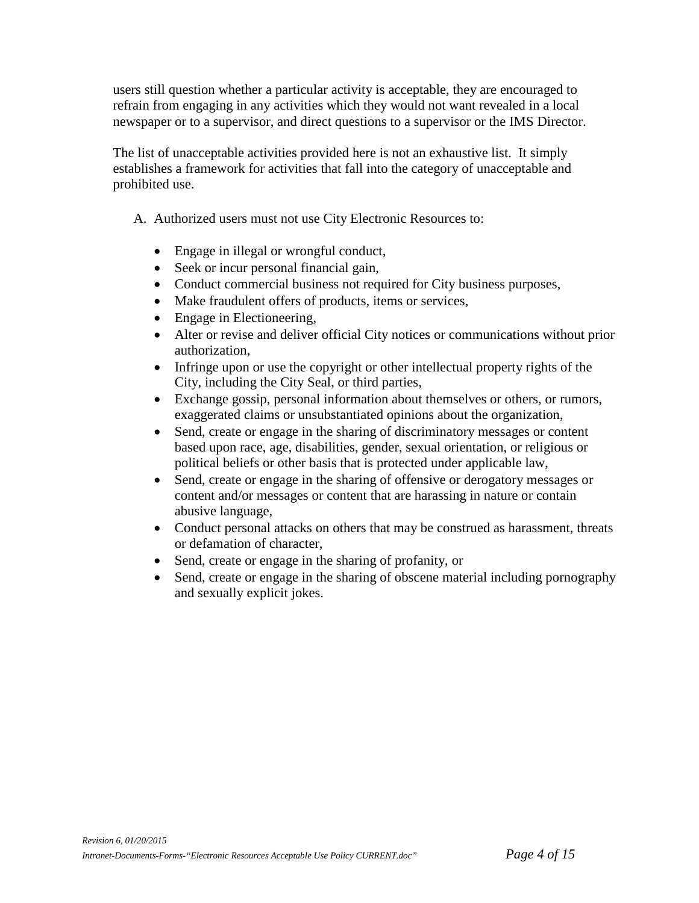users still question whether a particular activity is acceptable, they are encouraged to refrain from engaging in any activities which they would not want revealed in a local newspaper or to a supervisor, and direct questions to a supervisor or the IMS Director.

The list of unacceptable activities provided here is not an exhaustive list. It simply establishes a framework for activities that fall into the category of unacceptable and prohibited use.

A. Authorized users must not use City Electronic Resources to:

- Engage in illegal or wrongful conduct,
- Seek or incur personal financial gain,
- Conduct commercial business not required for City business purposes,
- Make fraudulent offers of products, items or services,
- Engage in Electioneering,
- Alter or revise and deliver official City notices or communications without prior authorization,
- Infringe upon or use the copyright or other intellectual property rights of the City, including the City Seal, or third parties,
- Exchange gossip, personal information about themselves or others, or rumors, exaggerated claims or unsubstantiated opinions about the organization,
- Send, create or engage in the sharing of discriminatory messages or content based upon race, age, disabilities, gender, sexual orientation, or religious or political beliefs or other basis that is protected under applicable law,
- Send, create or engage in the sharing of offensive or derogatory messages or content and/or messages or content that are harassing in nature or contain abusive language,
- Conduct personal attacks on others that may be construed as harassment, threats or defamation of character,
- Send, create or engage in the sharing of profanity, or
- Send, create or engage in the sharing of obscene material including pornography and sexually explicit jokes.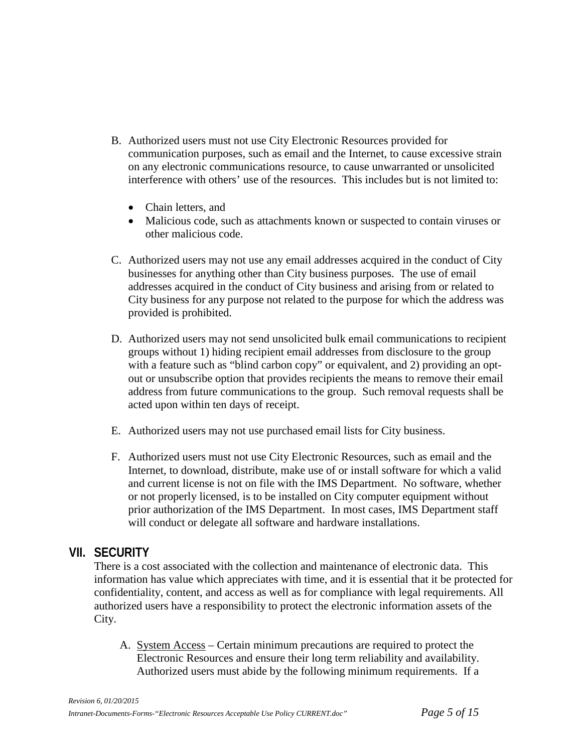B. Authorized users must not use City Electronic Resources provided for communication purposes, such as email and the Internet, to cause excessive strain on any electronic communications resource, to cause unwarranted or unsolicited interference with others' use of the resources. This includes but is not limited to:

- Chain letters, and
- Malicious code, such as attachments known or suspected to contain viruses or other malicious code.

C. Authorized users may not use any email addresses acquired in the conduct of City businesses for anything other than City business purposes. The use of email addresses acquired in the conduct of City business and arising from or related to City business for any purpose not related to the purpose for which the address was provided is prohibited.

D. Authorized users may not send unsolicited bulk email communications to recipient groups without 1) hiding recipient email addresses from disclosure to the group with a feature such as "blind carbon copy" or equivalent, and 2) providing an opt-out or unsubscribe option that provides recipients the means to remove their email address from future communications to the group. Such removal requests shall be acted upon within ten days of receipt.

E. Authorized users may not use purchased email lists for City business.

F. Authorized users must not use City Electronic Resources, such as email and the Internet, to download, distribute, make use of or install software for which a valid and current license is not on file with the IMS Department. No software, whether or not properly licensed, is to be installed on City computer equipment without prior authorization of the IMS Department. In most cases, IMS Department staff will conduct or delegate all software and hardware installations.

## VII. SECURITY

There is a cost associated with the collection and maintenance of electronic data. This information has value which appreciates with time, and it is essential that it be protected for confidentiality, content, and access as well as for compliance with legal requirements. All authorized users have a responsibility to protect the electronic information assets of the City.

A. System Access – Certain minimum precautions are required to protect the Electronic Resources and ensure their long term reliability and availability. Authorized users must abide by the following minimum requirements. If a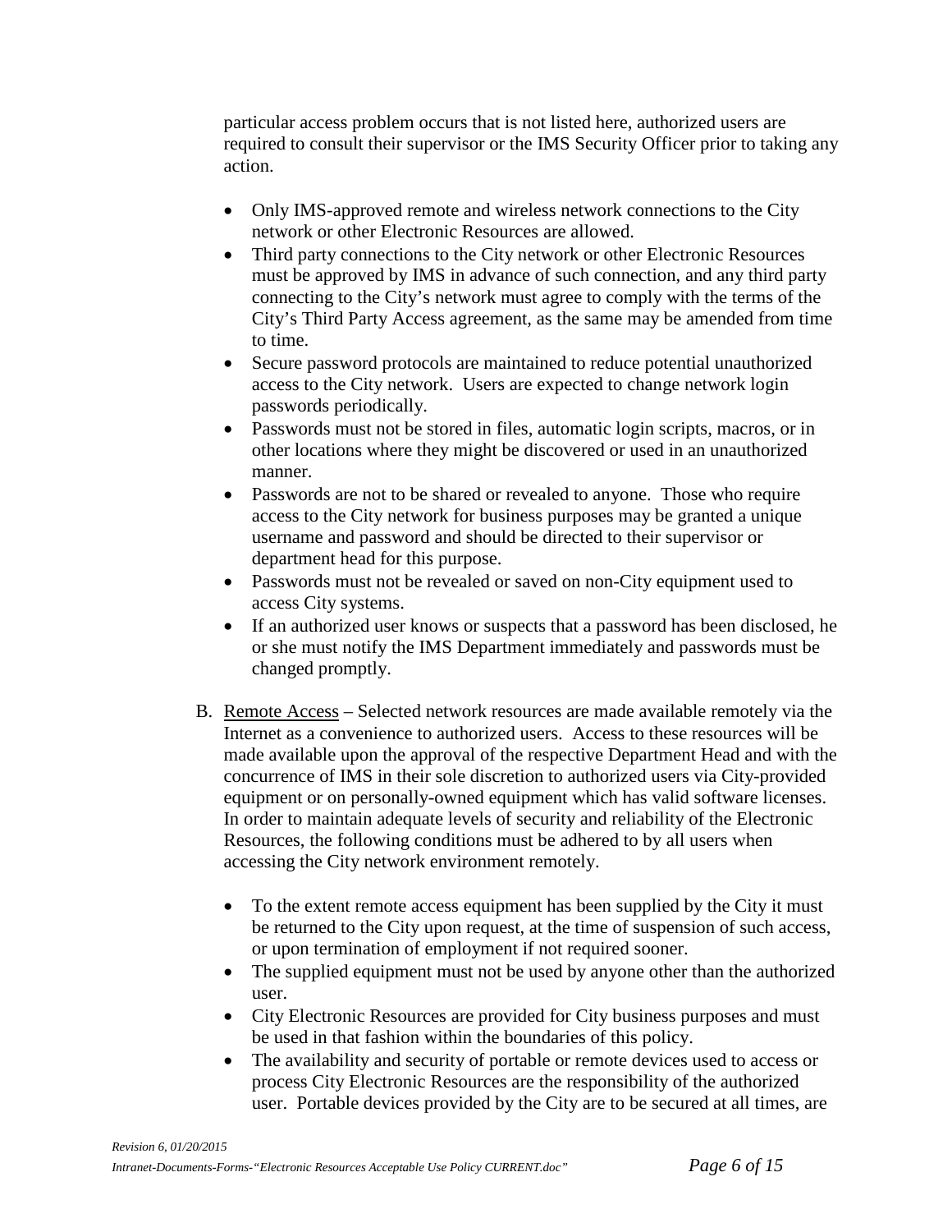particular access problem occurs that is not listed here, authorized users are required to consult their supervisor or the IMS Security Officer prior to taking any action.

- Only IMS-approved remote and wireless network connections to the City network or other Electronic Resources are allowed.
- Third party connections to the City network or other Electronic Resources must be approved by IMS in advance of such connection, and any third party connecting to the City's network must agree to comply with the terms of the City's Third Party Access agreement, as the same may be amended from time to time.
- Secure password protocols are maintained to reduce potential unauthorized access to the City network. Users are expected to change network login passwords periodically.
- Passwords must not be stored in files, automatic login scripts, macros, or in other locations where they might be discovered or used in an unauthorized manner.
- Passwords are not to be shared or revealed to anyone. Those who require access to the City network for business purposes may be granted a unique username and password and should be directed to their supervisor or department head for this purpose.
- Passwords must not be revealed or saved on non-City equipment used to access City systems.
- If an authorized user knows or suspects that a password has been disclosed, he or she must notify the IMS Department immediately and passwords must be changed promptly.

B. <u>Remote Access</u> – Selected network resources are made available remotely via the Internet as a convenience to authorized users. Access to these resources will be made available upon the approval of the respective Department Head and with the concurrence of IMS in their sole discretion to authorized users via City-provided equipment or on personally-owned equipment which has valid software licenses. In order to maintain adequate levels of security and reliability of the Electronic Resources, the following conditions must be adhered to by all users when accessing the City network environment remotely.

- To the extent remote access equipment has been supplied by the City it must be returned to the City upon request, at the time of suspension of such access, or upon termination of employment if not required sooner.
- The supplied equipment must not be used by anyone other than the authorized user.
- City Electronic Resources are provided for City business purposes and must be used in that fashion within the boundaries of this policy.
- The availability and security of portable or remote devices used to access or process City Electronic Resources are the responsibility of the authorized user. Portable devices provided by the City are to be secured at all times, are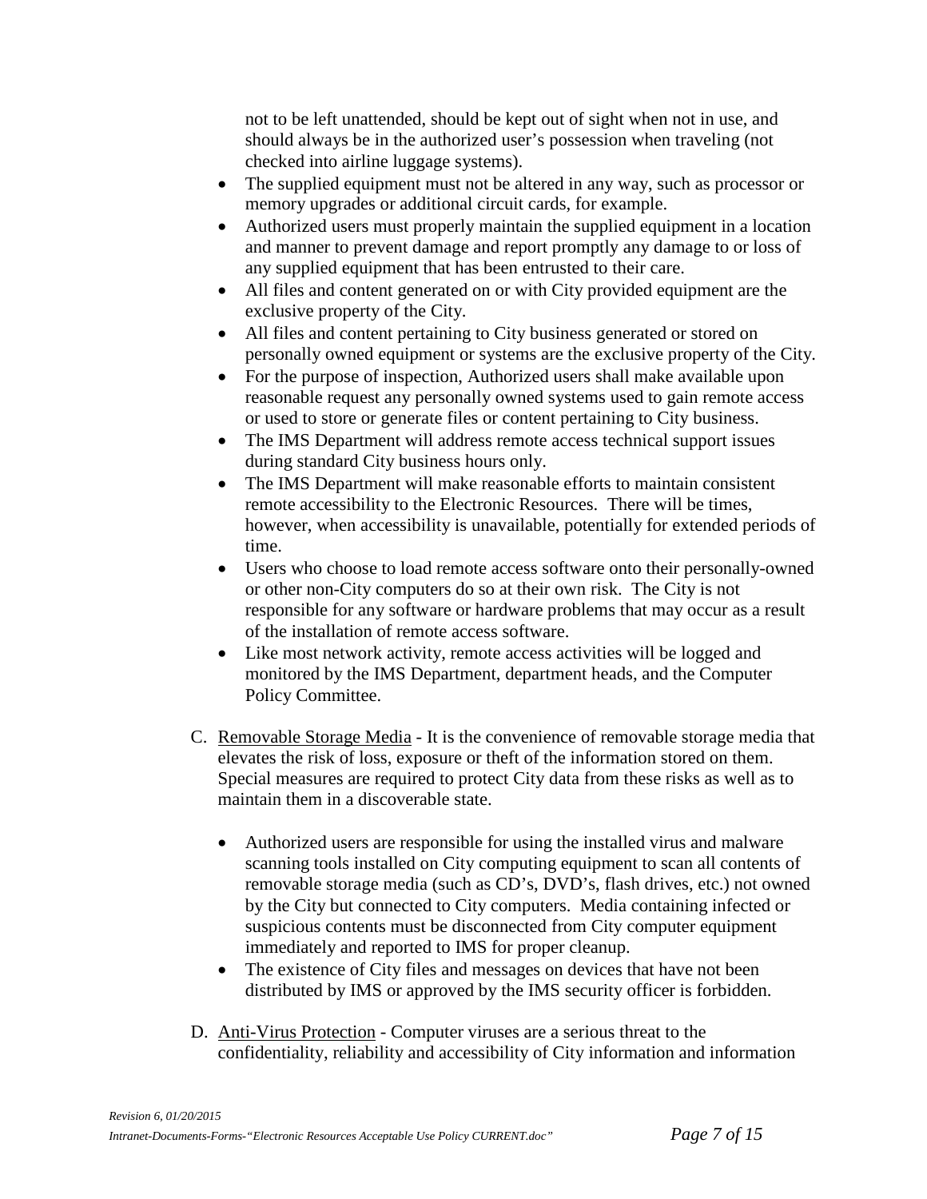not to be left unattended, should be kept out of sight when not in use, and should always be in the authorized user's possession when traveling (not checked into airline luggage systems).

- The supplied equipment must not be altered in any way, such as processor or memory upgrades or additional circuit cards, for example.
- Authorized users must properly maintain the supplied equipment in a location and manner to prevent damage and report promptly any damage to or loss of any supplied equipment that has been entrusted to their care.
- All files and content generated on or with City provided equipment are the exclusive property of the City.
- All files and content pertaining to City business generated or stored on personally owned equipment or systems are the exclusive property of the City.
- For the purpose of inspection, Authorized users shall make available upon reasonable request any personally owned systems used to gain remote access or used to store or generate files or content pertaining to City business.
- The IMS Department will address remote access technical support issues during standard City business hours only.
- The IMS Department will make reasonable efforts to maintain consistent remote accessibility to the Electronic Resources. There will be times, however, when accessibility is unavailable, potentially for extended periods of time.
- Users who choose to load remote access software onto their personally-owned or other non-City computers do so at their own risk. The City is not responsible for any software or hardware problems that may occur as a result of the installation of remote access software.
- Like most network activity, remote access activities will be logged and monitored by the IMS Department, department heads, and the Computer Policy Committee.

C. Removable Storage Media - It is the convenience of removable storage media that elevates the risk of loss, exposure or theft of the information stored on them. Special measures are required to protect City data from these risks as well as to maintain them in a discoverable state.

- Authorized users are responsible for using the installed virus and malware scanning tools installed on City computing equipment to scan all contents of removable storage media (such as CD's, DVD's, flash drives, etc.) not owned by the City but connected to City computers. Media containing infected or suspicious contents must be disconnected from City computer equipment immediately and reported to IMS for proper cleanup.
- The existence of City files and messages on devices that have not been distributed by IMS or approved by the IMS security officer is forbidden.

D. Anti-Virus Protection - Computer viruses are a serious threat to the confidentiality, reliability and accessibility of City information and information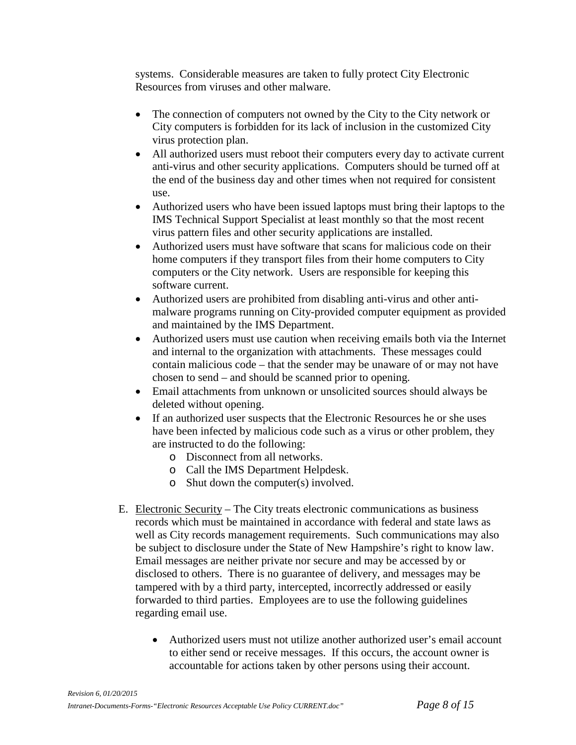systems. Considerable measures are taken to fully protect City Electronic Resources from viruses and other malware.

- The connection of computers not owned by the City to the City network or City computers is forbidden for its lack of inclusion in the customized City virus protection plan.
- All authorized users must reboot their computers every day to activate current anti-virus and other security applications. Computers should be turned off at the end of the business day and other times when not required for consistent use.
- Authorized users who have been issued laptops must bring their laptops to the IMS Technical Support Specialist at least monthly so that the most recent virus pattern files and other security applications are installed.
- Authorized users must have software that scans for malicious code on their home computers if they transport files from their home computers to City computers or the City network. Users are responsible for keeping this software current.
- Authorized users are prohibited from disabling anti-virus and other anti-malware programs running on City-provided computer equipment as provided and maintained by the IMS Department.
- Authorized users must use caution when receiving emails both via the Internet and internal to the organization with attachments. These messages could contain malicious code – that the sender may be unaware of or may not have chosen to send – and should be scanned prior to opening.
- Email attachments from unknown or unsolicited sources should always be deleted without opening.
- If an authorized user suspects that the Electronic Resources he or she uses have been infected by malicious code such as a virus or other problem, they are instructed to do the following:
  - Disconnect from all networks.
  - Call the IMS Department Helpdesk.
  - Shut down the computer(s) involved.

E. Electronic Security – The City treats electronic communications as business records which must be maintained in accordance with federal and state laws as well as City records management requirements. Such communications may also be subject to disclosure under the State of New Hampshire's right to know law. Email messages are neither private nor secure and may be accessed by or disclosed to others. There is no guarantee of delivery, and messages may be tampered with by a third party, intercepted, incorrectly addressed or easily forwarded to third parties. Employees are to use the following guidelines regarding email use.

- Authorized users must not utilize another authorized user's email account to either send or receive messages. If this occurs, the account owner is accountable for actions taken by other persons using their account.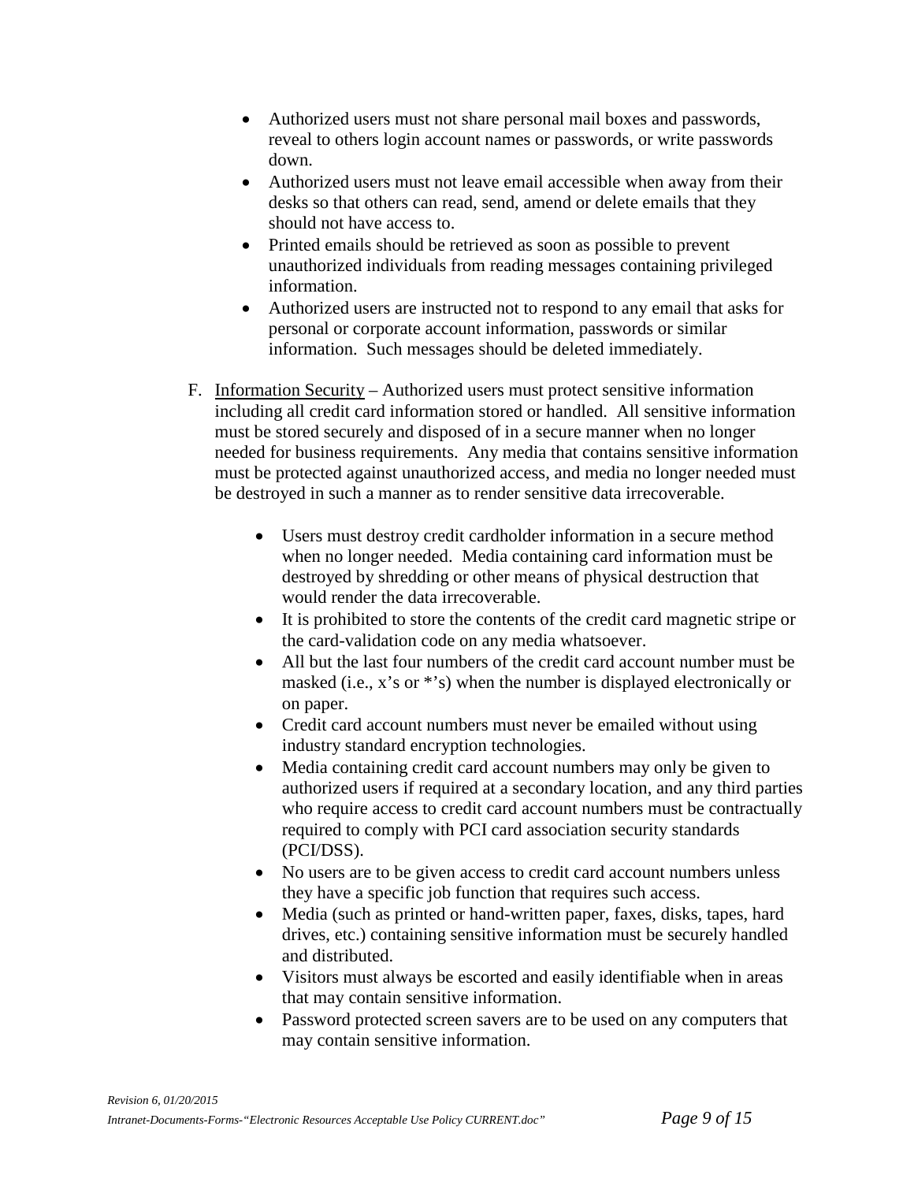- Authorized users must not share personal mail boxes and passwords, reveal to others login account names or passwords, or write passwords down.
- Authorized users must not leave email accessible when away from their desks so that others can read, send, amend or delete emails that they should not have access to.
- Printed emails should be retrieved as soon as possible to prevent unauthorized individuals from reading messages containing privileged information.
- Authorized users are instructed not to respond to any email that asks for personal or corporate account information, passwords or similar information. Such messages should be deleted immediately.

F. <u>Information Security</u> – Authorized users must protect sensitive information including all credit card information stored or handled. All sensitive information must be stored securely and disposed of in a secure manner when no longer needed for business requirements. Any media that contains sensitive information must be protected against unauthorized access, and media no longer needed must be destroyed in such a manner as to render sensitive data irrecoverable.

- Users must destroy credit cardholder information in a secure method when no longer needed. Media containing card information must be destroyed by shredding or other means of physical destruction that would render the data irrecoverable.
- It is prohibited to store the contents of the credit card magnetic stripe or the card-validation code on any media whatsoever.
- All but the last four numbers of the credit card account number must be masked (i.e., x's or *'s) when the number is displayed electronically or on paper.
- Credit card account numbers must never be emailed without using industry standard encryption technologies.
- Media containing credit card account numbers may only be given to authorized users if required at a secondary location, and any third parties who require access to credit card account numbers must be contractually required to comply with PCI card association security standards (PCI/DSS).
- No users are to be given access to credit card account numbers unless they have a specific job function that requires such access.
- Media (such as printed or hand-written paper, faxes, disks, tapes, hard drives, etc.) containing sensitive information must be securely handled and distributed.
- Visitors must always be escorted and easily identifiable when in areas that may contain sensitive information.
- Password protected screen savers are to be used on any computers that may contain sensitive information.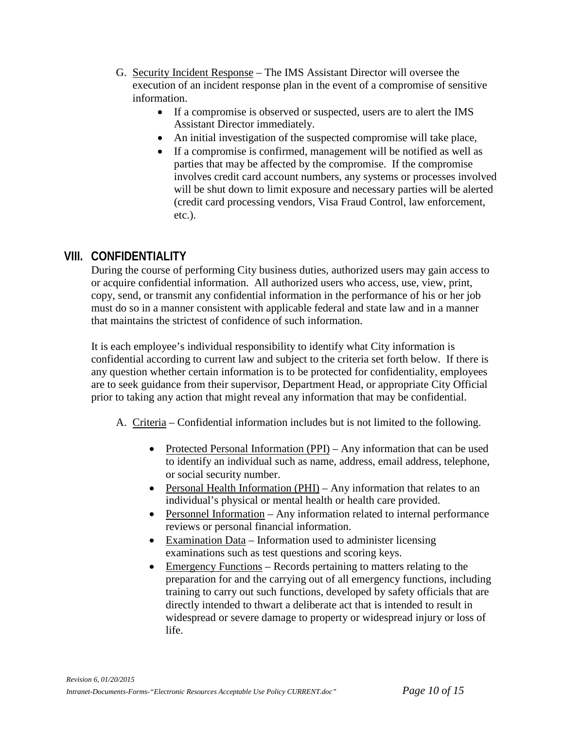G. <u>Security Incident Response</u> – The IMS Assistant Director will oversee the execution of an incident response plan in the event of a compromise of sensitive information.

- If a compromise is observed or suspected, users are to alert the IMS Assistant Director immediately.
- An initial investigation of the suspected compromise will take place,
- If a compromise is confirmed, management will be notified as well as parties that may be affected by the compromise. If the compromise involves credit card account numbers, any systems or processes involved will be shut down to limit exposure and necessary parties will be alerted (credit card processing vendors, Visa Fraud Control, law enforcement, etc.).

## VIII. CONFIDENTIALITY

During the course of performing City business duties, authorized users may gain access to or acquire confidential information. All authorized users who access, use, view, print, copy, send, or transmit any confidential information in the performance of his or her job must do so in a manner consistent with applicable federal and state law and in a manner that maintains the strictest of confidence of such information.

It is each employee's individual responsibility to identify what City information is confidential according to current law and subject to the criteria set forth below. If there is any question whether certain information is to be protected for confidentiality, employees are to seek guidance from their supervisor, Department Head, or appropriate City Official prior to taking any action that might reveal any information that may be confidential.

A. <u>Criteria</u> – Confidential information includes but is not limited to the following.

- <u>Protected Personal Information (PPI)</u> – Any information that can be used to identify an individual such as name, address, email address, telephone, or social security number.
- <u>Personal Health Information (PHI)</u> – Any information that relates to an individual's physical or mental health or health care provided.
- <u>Personnel Information</u> – Any information related to internal performance reviews or personal financial information.
- <u>Examination Data</u> – Information used to administer licensing examinations such as test questions and scoring keys.
- <u>Emergency Functions</u> – Records pertaining to matters relating to the preparation for and the carrying out of all emergency functions, including training to carry out such functions, developed by safety officials that are directly intended to thwart a deliberate act that is intended to result in widespread or severe damage to property or widespread injury or loss of life.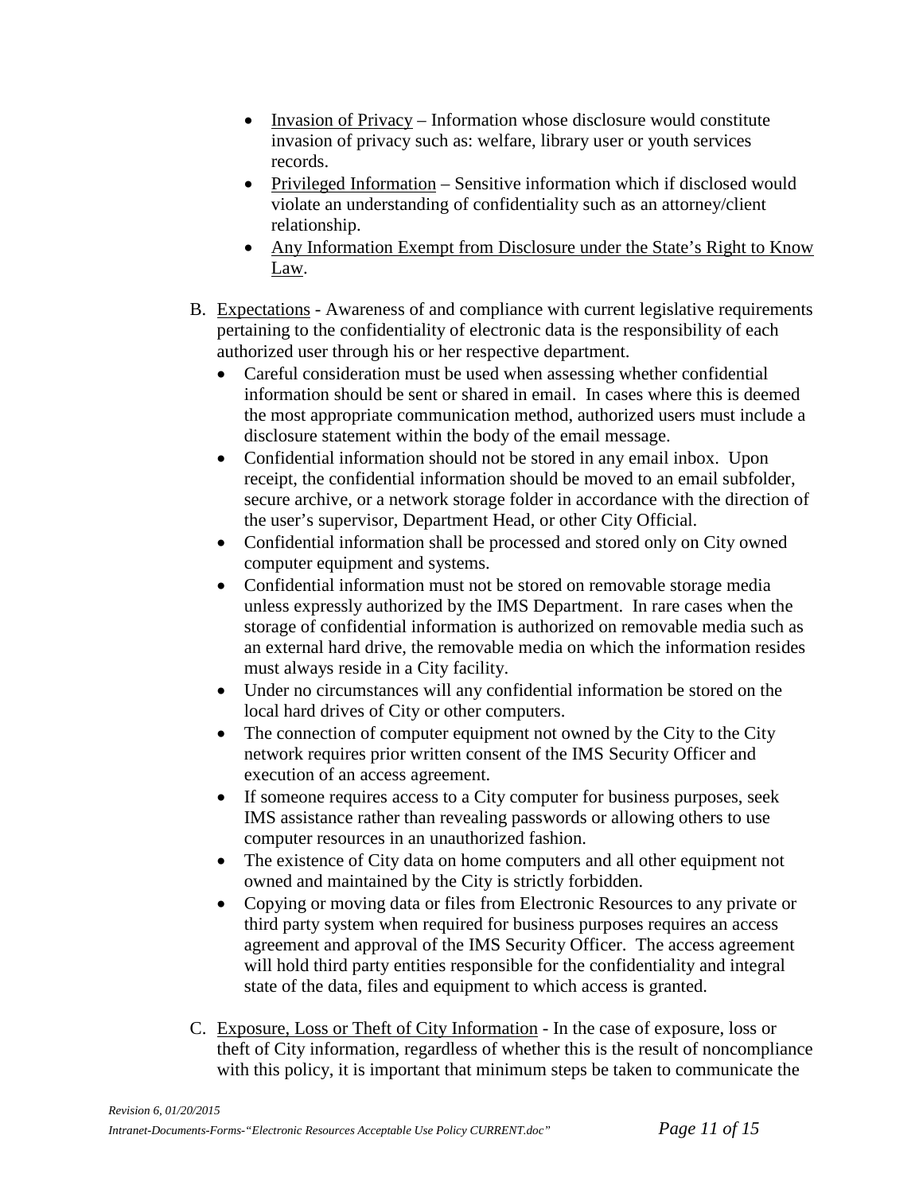- Invasion of Privacy – Information whose disclosure would constitute invasion of privacy such as: welfare, library user or youth services records.
- Privileged Information – Sensitive information which if disclosed would violate an understanding of confidentiality such as an attorney/client relationship.
- Any Information Exempt from Disclosure under the State's Right to Know Law.

B. Expectations - Awareness of and compliance with current legislative requirements pertaining to the confidentiality of electronic data is the responsibility of each authorized user through his or her respective department.

- Careful consideration must be used when assessing whether confidential information should be sent or shared in email. In cases where this is deemed the most appropriate communication method, authorized users must include a disclosure statement within the body of the email message.
- Confidential information should not be stored in any email inbox. Upon receipt, the confidential information should be moved to an email subfolder, secure archive, or a network storage folder in accordance with the direction of the user's supervisor, Department Head, or other City Official.
- Confidential information shall be processed and stored only on City owned computer equipment and systems.
- Confidential information must not be stored on removable storage media unless expressly authorized by the IMS Department. In rare cases when the storage of confidential information is authorized on removable media such as an external hard drive, the removable media on which the information resides must always reside in a City facility.
- Under no circumstances will any confidential information be stored on the local hard drives of City or other computers.
- The connection of computer equipment not owned by the City to the City network requires prior written consent of the IMS Security Officer and execution of an access agreement.
- If someone requires access to a City computer for business purposes, seek IMS assistance rather than revealing passwords or allowing others to use computer resources in an unauthorized fashion.
- The existence of City data on home computers and all other equipment not owned and maintained by the City is strictly forbidden.
- Copying or moving data or files from Electronic Resources to any private or third party system when required for business purposes requires an access agreement and approval of the IMS Security Officer. The access agreement will hold third party entities responsible for the confidentiality and integral state of the data, files and equipment to which access is granted.

C. Exposure, Loss or Theft of City Information - In the case of exposure, loss or theft of City information, regardless of whether this is the result of noncompliance with this policy, it is important that minimum steps be taken to communicate the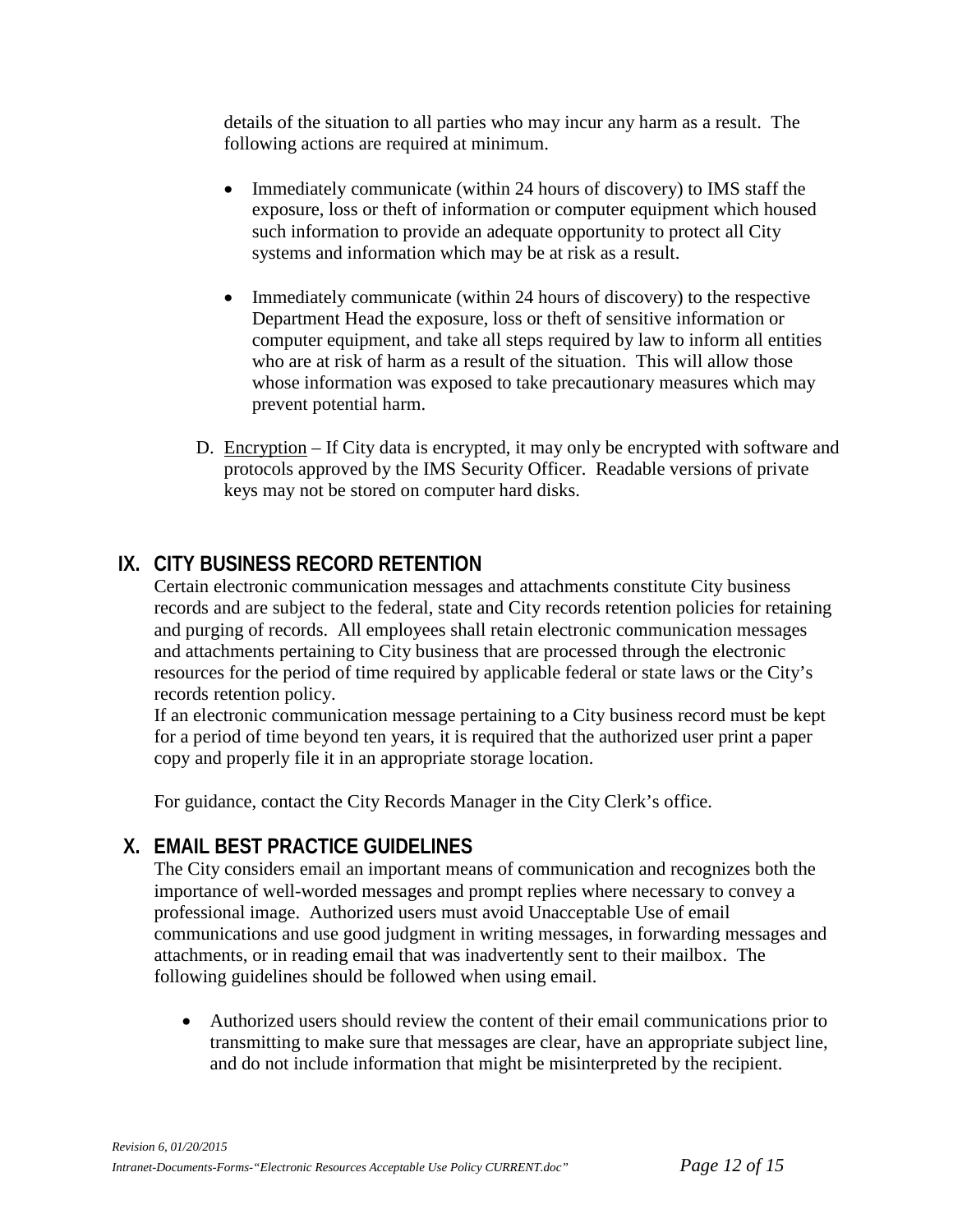details of the situation to all parties who may incur any harm as a result. The following actions are required at minimum.

- Immediately communicate (within 24 hours of discovery) to IMS staff the exposure, loss or theft of information or computer equipment which housed such information to provide an adequate opportunity to protect all City systems and information which may be at risk as a result.

- Immediately communicate (within 24 hours of discovery) to the respective Department Head the exposure, loss or theft of sensitive information or computer equipment, and take all steps required by law to inform all entities who are at risk of harm as a result of the situation. This will allow those whose information was exposed to take precautionary measures which may prevent potential harm.

D. Encryption – If City data is encrypted, it may only be encrypted with software and protocols approved by the IMS Security Officer. Readable versions of private keys may not be stored on computer hard disks.

## IX. CITY BUSINESS RECORD RETENTION

Certain electronic communication messages and attachments constitute City business records and are subject to the federal, state and City records retention policies for retaining and purging of records. All employees shall retain electronic communication messages and attachments pertaining to City business that are processed through the electronic resources for the period of time required by applicable federal or state laws or the City's records retention policy.

If an electronic communication message pertaining to a City business record must be kept for a period of time beyond ten years, it is required that the authorized user print a paper copy and properly file it in an appropriate storage location.

For guidance, contact the City Records Manager in the City Clerk's office.

## X. EMAIL BEST PRACTICE GUIDELINES

The City considers email an important means of communication and recognizes both the importance of well-worded messages and prompt replies where necessary to convey a professional image. Authorized users must avoid Unacceptable Use of email communications and use good judgment in writing messages, in forwarding messages and attachments, or in reading email that was inadvertently sent to their mailbox. The following guidelines should be followed when using email.

- Authorized users should review the content of their email communications prior to transmitting to make sure that messages are clear, have an appropriate subject line, and do not include information that might be misinterpreted by the recipient.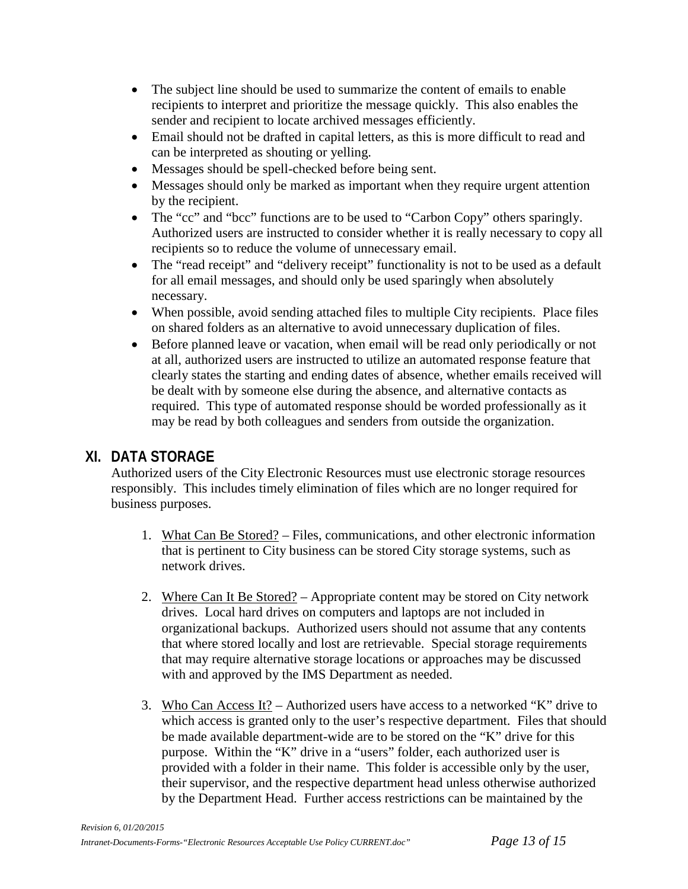- The subject line should be used to summarize the content of emails to enable recipients to interpret and prioritize the message quickly. This also enables the sender and recipient to locate archived messages efficiently.
- Email should not be drafted in capital letters, as this is more difficult to read and can be interpreted as shouting or yelling.
- Messages should be spell-checked before being sent.
- Messages should only be marked as important when they require urgent attention by the recipient.
- The "cc" and "bcc" functions are to be used to "Carbon Copy" others sparingly. Authorized users are instructed to consider whether it is really necessary to copy all recipients so to reduce the volume of unnecessary email.
- The "read receipt" and "delivery receipt" functionality is not to be used as a default for all email messages, and should only be used sparingly when absolutely necessary.
- When possible, avoid sending attached files to multiple City recipients. Place files on shared folders as an alternative to avoid unnecessary duplication of files.
- Before planned leave or vacation, when email will be read only periodically or not at all, authorized users are instructed to utilize an automated response feature that clearly states the starting and ending dates of absence, whether emails received will be dealt with by someone else during the absence, and alternative contacts as required. This type of automated response should be worded professionally as it may be read by both colleagues and senders from outside the organization.

## XI. DATA STORAGE

Authorized users of the City Electronic Resources must use electronic storage resources responsibly. This includes timely elimination of files which are no longer required for business purposes.

1. What Can Be Stored? – Files, communications, and other electronic information that is pertinent to City business can be stored City storage systems, such as network drives.

2. Where Can It Be Stored? – Appropriate content may be stored on City network drives. Local hard drives on computers and laptops are not included in organizational backups. Authorized users should not assume that any contents that where stored locally and lost are retrievable. Special storage requirements that may require alternative storage locations or approaches may be discussed with and approved by the IMS Department as needed.

3. Who Can Access It? – Authorized users have access to a networked "K" drive to which access is granted only to the user's respective department. Files that should be made available department-wide are to be stored on the "K" drive for this purpose. Within the "K" drive in a "users" folder, each authorized user is provided with a folder in their name. This folder is accessible only by the user, their supervisor, and the respective department head unless otherwise authorized by the Department Head. Further access restrictions can be maintained by the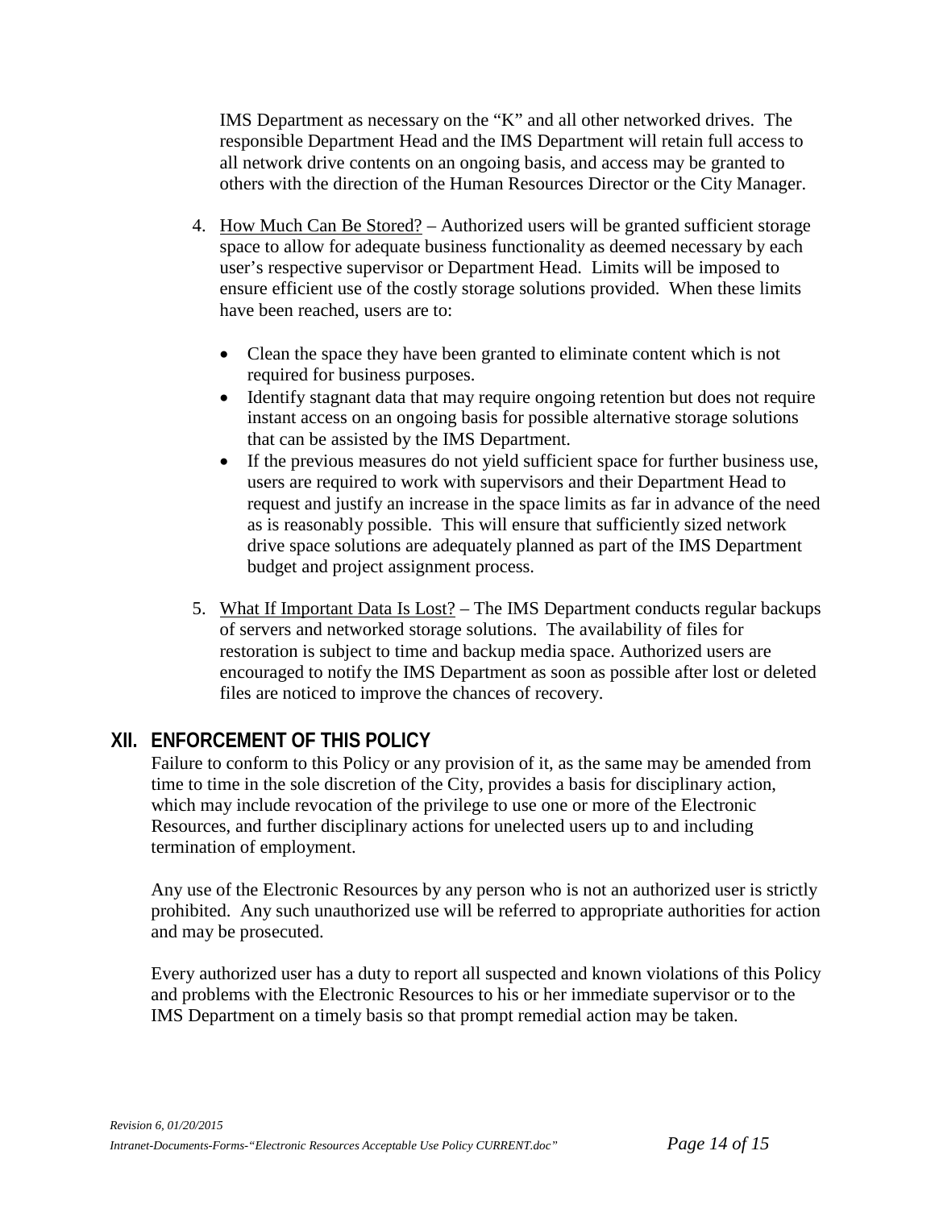IMS Department as necessary on the "K" and all other networked drives. The responsible Department Head and the IMS Department will retain full access to all network drive contents on an ongoing basis, and access may be granted to others with the direction of the Human Resources Director or the City Manager.

4. How Much Can Be Stored? – Authorized users will be granted sufficient storage space to allow for adequate business functionality as deemed necessary by each user's respective supervisor or Department Head. Limits will be imposed to ensure efficient use of the costly storage solutions provided. When these limits have been reached, users are to:

    - Clean the space they have been granted to eliminate content which is not required for business purposes.
    - Identify stagnant data that may require ongoing retention but does not require instant access on an ongoing basis for possible alternative storage solutions that can be assisted by the IMS Department.
    - If the previous measures do not yield sufficient space for further business use, users are required to work with supervisors and their Department Head to request and justify an increase in the space limits as far in advance of the need as is reasonably possible. This will ensure that sufficiently sized network drive space solutions are adequately planned as part of the IMS Department budget and project assignment process.

5. What If Important Data Is Lost? – The IMS Department conducts regular backups of servers and networked storage solutions. The availability of files for restoration is subject to time and backup media space. Authorized users are encouraged to notify the IMS Department as soon as possible after lost or deleted files are noticed to improve the chances of recovery.

## XII. ENFORCEMENT OF THIS POLICY

Failure to conform to this Policy or any provision of it, as the same may be amended from time to time in the sole discretion of the City, provides a basis for disciplinary action, which may include revocation of the privilege to use one or more of the Electronic Resources, and further disciplinary actions for unelected users up to and including termination of employment.

Any use of the Electronic Resources by any person who is not an authorized user is strictly prohibited. Any such unauthorized use will be referred to appropriate authorities for action and may be prosecuted.

Every authorized user has a duty to report all suspected and known violations of this Policy and problems with the Electronic Resources to his or her immediate supervisor or to the IMS Department on a timely basis so that prompt remedial action may be taken.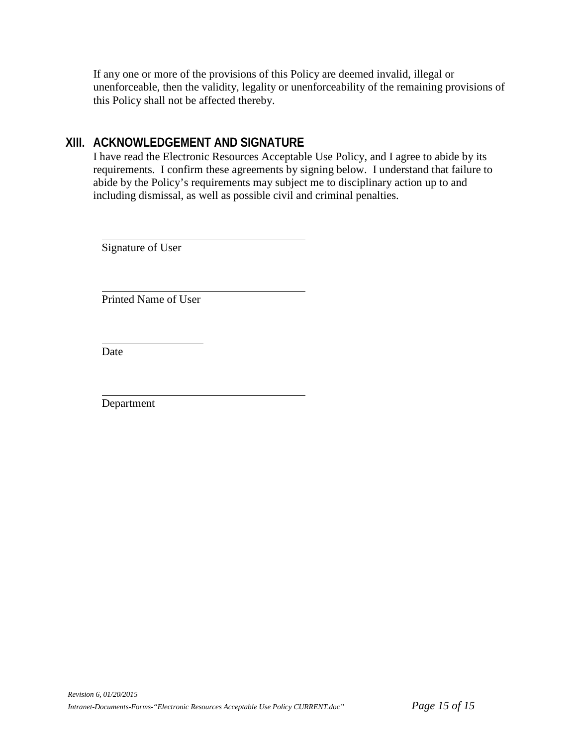If any one or more of the provisions of this Policy are deemed invalid, illegal or unenforceable, then the validity, legality or unenforceability of the remaining provisions of this Policy shall not be affected thereby.

## XIII. ACKNOWLEDGEMENT AND SIGNATURE

I have read the Electronic Resources Acceptable Use Policy, and I agree to abide by its requirements. I confirm these agreements by signing below. I understand that failure to abide by the Policy's requirements may subject me to disciplinary action up to and including dismissal, as well as possible civil and criminal penalties.

\_\_\_\_\_\_\_\_\_\_\_\_\_\_\_\_\_\_\_\_\_\_\_\_\_\_\_\_\_\_\_\_\_\_\_\_\_\_

Signature of User

\_\_\_\_\_\_\_\_\_\_\_\_\_\_\_\_\_\_\_\_\_\_\_\_\_\_\_\_\_\_\_\_\_\_\_\_\_\_

Printed Name of User

\_\_\_\_\_\_\_\_\_\_\_\_\_\_\_\_\_\_\_\_

Date

\_\_\_\_\_\_\_\_\_\_\_\_\_\_\_\_\_\_\_\_\_\_\_\_\_\_\_\_\_\_\_\_\_\_\_\_\_\_

Department

*Revision 6, 01/20/2015*

*Intranet-Documents-Forms-"Electronic Resources Acceptable Use Policy CURRENT.doc"*